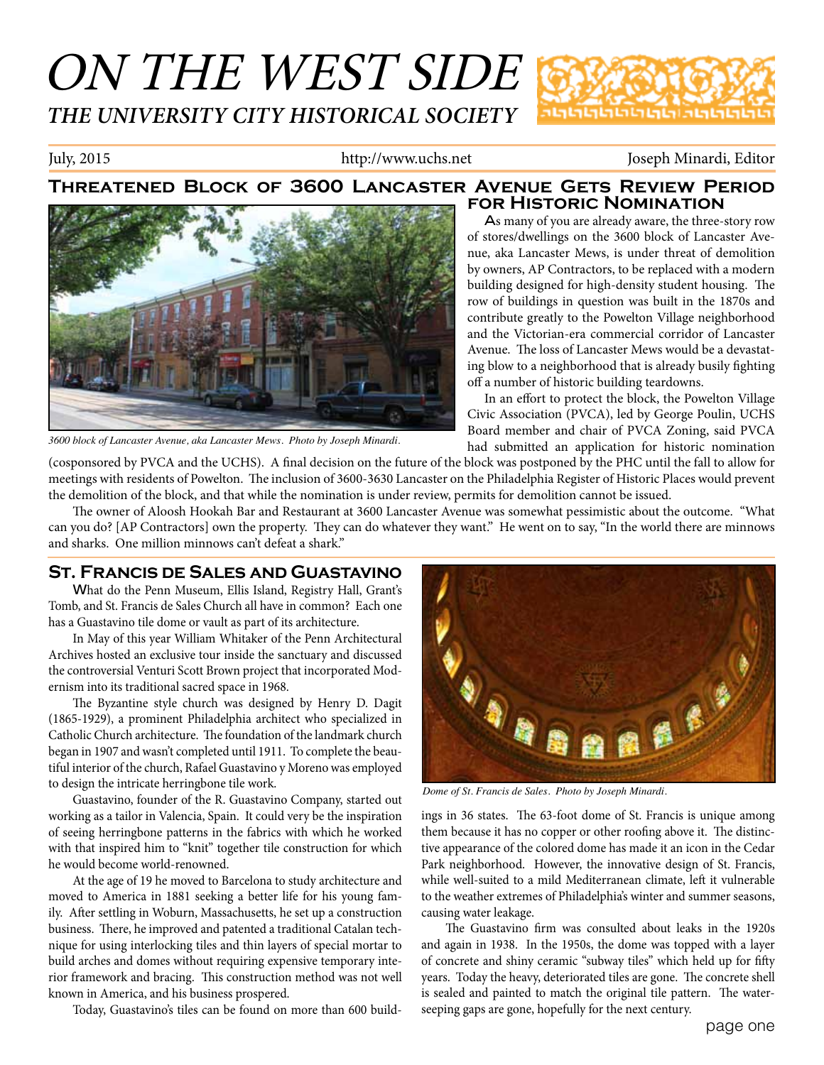# ON THE WEST SIDE

## THE UNIVERSITY CITY HISTORICAL SOCIETY

July, 2015 http://www.uchs.net Joseph Minardi, Editor

## Threatened Block of 3600 Lancaster Avenue Gets Review Period for Historic Nomination

3600 block of Lancaster Avenue, aka Lancaster Mews. Photo by Joseph Minardi.

As many of you are already aware, the three-story row of stores/dwellings on the 3600 block of Lancaster Avenue, aka Lancaster Mews, is under threat of demolition by owners, AP Contractors, to be replaced with a modern building designed for high-density student housing. The row of buildings in question was built in the 1870s and contribute greatly to the Powelton Village neighborhood and the Victorian-era commercial corridor of Lancaster Avenue. The loss of Lancaster Mews would be a devastating blow to a neighborhood that is already busily fighting off a number of historic building teardowns.

In an effort to protect the block, the Powelton Village Civic Association (PVCA), led by George Poulin, UCHS Board member and chair of PVCA Zoning, said PVCA had submitted an application for historic nomination (cosponsored by PVCA and the UCHS). A final decision on the future of the block was postponed by the PHC until the fall to allow for meetings with residents of Powelton. The inclusion of 3600-3630 Lancaster on the Philadelphia Register of Historic Places would prevent the demolition of the block, and that while the nomination is under review, permits for demolition cannot be issued.

The owner of Aloosh Hookah Bar and Restaurant at 3600 Lancaster Avenue was somewhat pessimistic about the outcome. "What can you do? [AP Contractors] own the property. They can do whatever they want." He went on to say, "In the world there are minnows and sharks. One million minnows can't defeat a shark."

## St. Francis de Sales and Guastavino

What do the Penn Museum, Ellis Island, Registry Hall, Grant's Tomb, and St. Francis de Sales Church all have in common? Each one has a Guastavino tile dome or vault as part of its architecture.

In May of this year William Whitaker of the Penn Architectural Archives hosted an exclusive tour inside the sanctuary and discussed the controversial Venturi Scott Brown project that incorporated Modernism into its traditional sacred space in 1968.

The Byzantine style church was designed by Henry D. Dagit (1865-1929), a prominent Philadelphia architect who specialized in Catholic Church architecture. The foundation of the landmark church began in 1907 and wasn't completed until 1911. To complete the beautiful interior of the church, Rafael Guastavino y Moreno was employed to design the intricate herringbone tile work.

Guastavino, founder of the R. Guastavino Company, started out working as a tailor in Valencia, Spain. It could very be the inspiration of seeing herringbone patterns in the fabrics with which he worked with that inspired him to "knit" together tile construction for which he would become world-renowned.

At the age of 19 he moved to Barcelona to study architecture and moved to America in 1881 seeking a better life for his young family. After settling in Woburn, Massachusetts, he set up a construction business. There, he improved and patented a traditional Catalan technique for using interlocking tiles and thin layers of special mortar to build arches and domes without requiring expensive temporary interior framework and bracing. This construction method was not well known in America, and his business prospered.

Dome of St. Francis de Sales. Photo by Joseph Minardi.

Today, Guastavino's tiles can be found on more than 600 buildings in 36 states. The 63-foot dome of St. Francis is unique among them because it has no copper or other roofing above it. The distinctive appearance of the colored dome has made it an icon in the Cedar Park neighborhood. However, the innovative design of St. Francis, while well-suited to a mild Mediterranean climate, left it vulnerable to the weather extremes of Philadelphia's winter and summer seasons, causing water leakage.

The Guastavino firm was consulted about leaks in the 1920s and again in 1938. In the 1950s, the dome was topped with a layer of concrete and shiny ceramic "subway tiles" which held up for fifty years. Today the heavy, deteriorated tiles are gone. The concrete shell is sealed and painted to match the original tile pattern. The water-seeping gaps are gone, hopefully for the next century.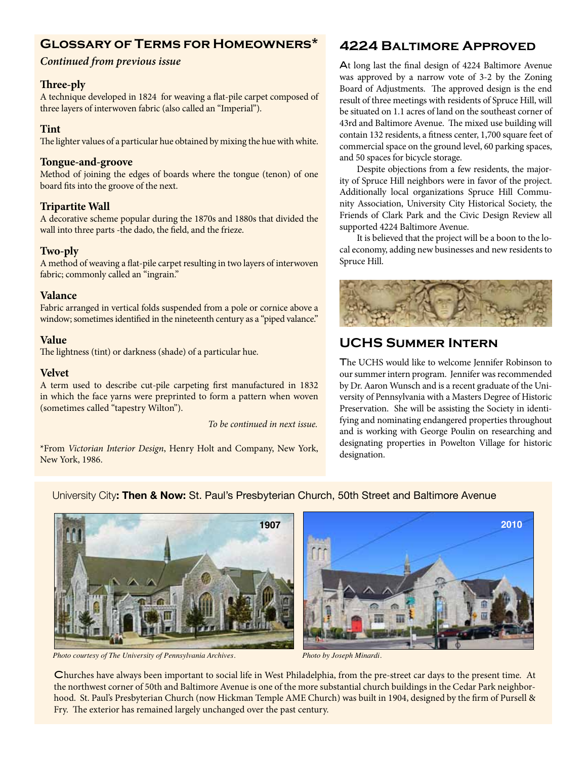## Glossary of Terms for Homeowners*

***Continued from previous issue***

**Three-ply**
A technique developed in 1824 for weaving a flat-pile carpet composed of three layers of interwoven fabric (also called an "Imperial").

**Tint**
The lighter values of a particular hue obtained by mixing the hue with white.

**Tongue-and-groove**
Method of joining the edges of boards where the tongue (tenon) of one board fits into the groove of the next.

**Tripartite Wall**
A decorative scheme popular during the 1870s and 1880s that divided the wall into three parts -the dado, the field, and the frieze.

**Two-ply**
A method of weaving a flat-pile carpet resulting in two layers of interwoven fabric; commonly called an "ingrain."

**Valance**
Fabric arranged in vertical folds suspended from a pole or cornice above a window; sometimes identified in the nineteenth century as a "piped valance."

**Value**
The lightness (tint) or darkness (shade) of a particular hue.

**Velvet**
A term used to describe cut-pile carpeting first manufactured in 1832 in which the face yarns were preprinted to form a pattern when woven (sometimes called "tapestry Wilton").

*To be continued in next issue.*

*From *Victorian Interior Design*, Henry Holt and Company, New York, New York, 1986.

## 4224 Baltimore Approved

At long last the final design of 4224 Baltimore Avenue was approved by a narrow vote of 3-2 by the Zoning Board of Adjustments. The approved design is the end result of three meetings with residents of Spruce Hill, will be situated on 1.1 acres of land on the southeast corner of 43rd and Baltimore Avenue. The mixed use building will contain 132 residents, a fitness center, 1,700 square feet of commercial space on the ground level, 60 parking spaces, and 50 spaces for bicycle storage.

Despite objections from a few residents, the majority of Spruce Hill neighbors were in favor of the project. Additionally local organizations Spruce Hill Community Association, University City Historical Society, the Friends of Clark Park and the Civic Design Review all supported 4224 Baltimore Avenue.

It is believed that the project will be a boon to the local economy, adding new businesses and new residents to Spruce Hill.

## UCHS Summer Intern

The UCHS would like to welcome Jennifer Robinson to our summer intern program. Jennifer was recommended by Dr. Aaron Wunsch and is a recent graduate of the University of Pennsylvania with a Masters Degree of Historic Preservation. She will be assisting the Society in identifying and nominating endangered properties throughout and is working with George Poulin on researching and designating properties in Powelton Village for historic designation.

University City**: Then & Now:** St. Paul's Presbyterian Church, 50th Street and Baltimore Avenue

1907

*Photo courtesy of The University of Pennsylvania Archives.*

2010

*Photo by Joseph Minardi.*

Churches have always been important to social life in West Philadelphia, from the pre-street car days to the present time. At the northwest corner of 50th and Baltimore Avenue is one of the more substantial church buildings in the Cedar Park neighborhood. St. Paul's Presbyterian Church (now Hickman Temple AME Church) was built in 1904, designed by the firm of Pursell & Fry. The exterior has remained largely unchanged over the past century.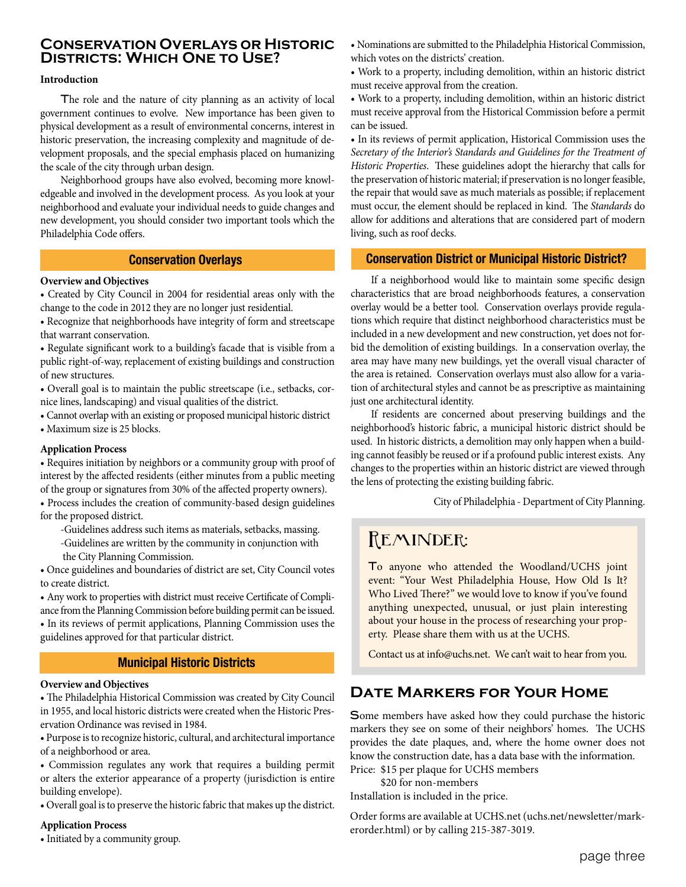# Conservation Overlays or Historic Districts: Which One to Use?

**Introduction**

The role and the nature of city planning as an activity of local government continues to evolve. New importance has been given to physical development as a result of environmental concerns, interest in historic preservation, the increasing complexity and magnitude of development proposals, and the special emphasis placed on humanizing the scale of the city through urban design.

Neighborhood groups have also evolved, becoming more knowledgeable and involved in the development process. As you look at your neighborhood and evaluate your individual needs to guide changes and new development, you should consider two important tools which the Philadelphia Code offers.

## Conservation Overlays

**Overview and Objectives**

- Created by City Council in 2004 for residential areas only with the change to the code in 2012 they are no longer just residential.
- Recognize that neighborhoods have integrity of form and streetscape that warrant conservation.
- Regulate significant work to a building's facade that is visible from a public right-of-way, replacement of existing buildings and construction of new structures.
- Overall goal is to maintain the public streetscape (i.e., setbacks, cornice lines, landscaping) and visual qualities of the district.
- Cannot overlap with an existing or proposed municipal historic district
- Maximum size is 25 blocks.

**Application Process**

- Requires initiation by neighbors or a community group with proof of interest by the affected residents (either minutes from a public meeting of the group or signatures from 30% of the affected property owners).
- Process includes the creation of community-based design guidelines for the proposed district.
  - Guidelines address such items as materials, setbacks, massing.
  - Guidelines are written by the community in conjunction with the City Planning Commission.
- Once guidelines and boundaries of district are set, City Council votes to create district.
- Any work to properties with district must receive Certificate of Compliance from the Planning Commission before building permit can be issued.
- In its reviews of permit applications, Planning Commission uses the guidelines approved for that particular district.

## Municipal Historic Districts

**Overview and Objectives**

- The Philadelphia Historical Commission was created by City Council in 1955, and local historic districts were created when the Historic Preservation Ordinance was revised in 1984.
- Purpose is to recognize historic, cultural, and architectural importance of a neighborhood or area.
- Commission regulates any work that requires a building permit or alters the exterior appearance of a property (jurisdiction is entire building envelope).
- Overall goal is to preserve the historic fabric that makes up the district.

**Application Process**

- Initiated by a community group.
- Nominations are submitted to the Philadelphia Historical Commission, which votes on the districts' creation.
- Work to a property, including demolition, within an historic district must receive approval from the creation.
- Work to a property, including demolition, within an historic district must receive approval from the Historical Commission before a permit can be issued.
- In its reviews of permit application, Historical Commission uses the *Secretary of the Interior's Standards and Guidelines for the Treatment of Historic Properties*. These guidelines adopt the hierarchy that calls for the preservation of historic material; if preservation is no longer feasible, the repair that would save as much materials as possible; if replacement must occur, the element should be replaced in kind. The *Standards* do allow for additions and alterations that are considered part of modern living, such as roof decks.

## Conservation District or Municipal Historic District?

If a neighborhood would like to maintain some specific design characteristics that are broad neighborhoods features, a conservation overlay would be a better tool. Conservation overlays provide regulations which require that distinct neighborhood characteristics must be included in a new development and new construction, yet does not forbid the demolition of existing buildings. In a conservation overlay, the area may have many new buildings, yet the overall visual character of the area is retained. Conservation overlays must also allow for a variation of architectural styles and cannot be as prescriptive as maintaining just one architectural identity.

If residents are concerned about preserving buildings and the neighborhood's historic fabric, a municipal historic district should be used. In historic districts, a demolition may only happen when a building cannot feasibly be reused or if a profound public interest exists. Any changes to the properties within an historic district are viewed through the lens of protecting the existing building fabric.

City of Philadelphia - Department of City Planning.

## Reminder:

To anyone who attended the Woodland/UCHS joint event: "Your West Philadelphia House, How Old Is It? Who Lived There?" we would love to know if you've found anything unexpected, unusual, or just plain interesting about your house in the process of researching your property. Please share them with us at the UCHS.

Contact us at info@uchs.net. We can't wait to hear from you.

# Date Markers for Your Home

Some members have asked how they could purchase the historic markers they see on some of their neighbors' homes. The UCHS provides the date plaques, and, where the home owner does not know the construction date, has a data base with the information.

Price: $15 per plaque for UCHS members
$20 for non-members

Installation is included in the price.

Order forms are available at UCHS.net (uchs.net/newsletter/markerorder.html) or by calling 215-387-3019.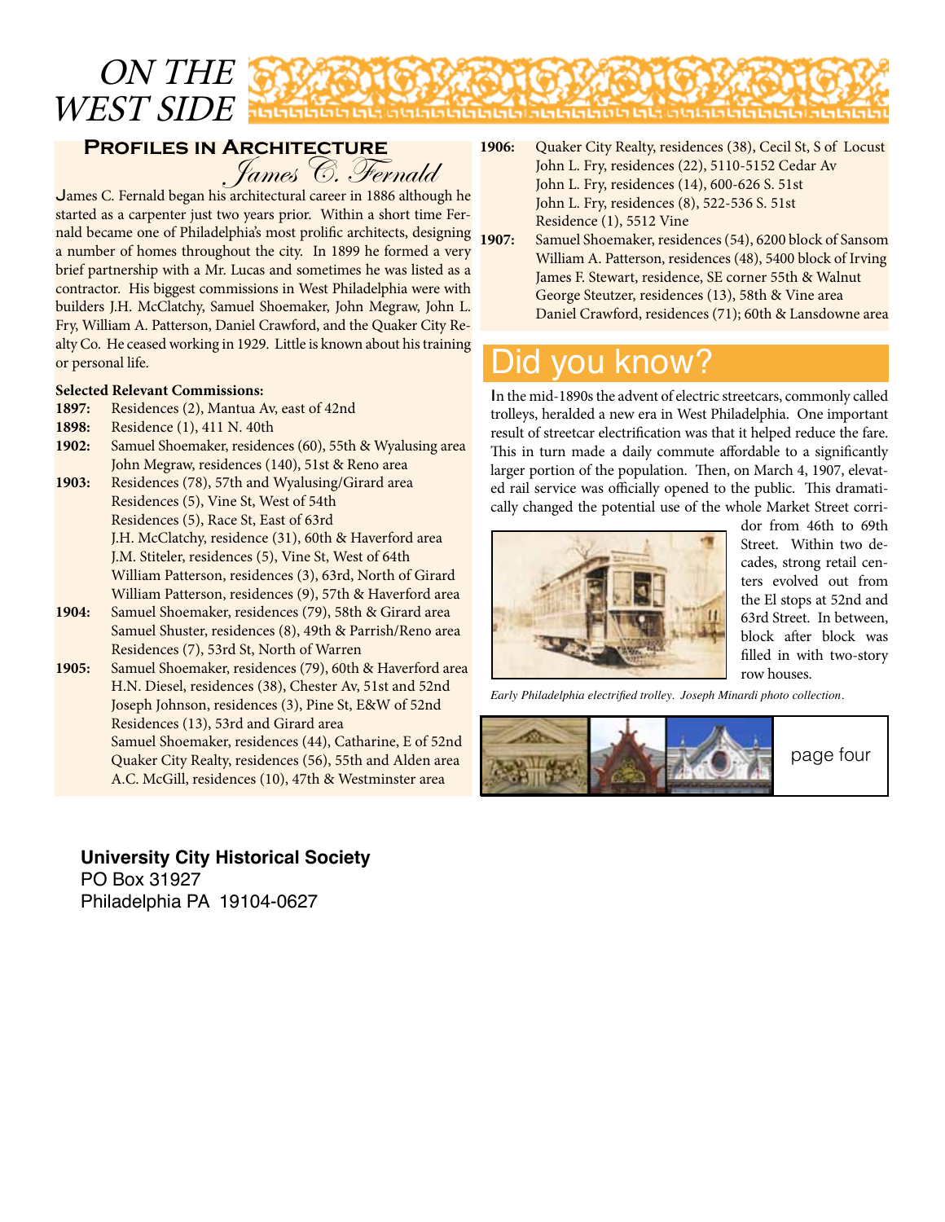# ON THE WEST SIDE

## Profiles in Architecture

### *James C. Fernald*

James C. Fernald began his architectural career in 1886 although he started as a carpenter just two years prior. Within a short time Fernald became one of Philadelphia's most prolific architects, designing a number of homes throughout the city. In 1899 he formed a very brief partnership with a Mr. Lucas and sometimes he was listed as a contractor. His biggest commissions in West Philadelphia were with builders J.H. McClatchy, Samuel Shoemaker, John Megraw, John L. Fry, William A. Patterson, Daniel Crawford, and the Quaker City Realty Co. He ceased working in 1929. Little is known about his training or personal life.

**Selected Relevant Commissions:**

**1897:** Residences (2), Mantua Av, east of 42nd

**1898:** Residence (1), 411 N. 40th

**1902:** Samuel Shoemaker, residences (60), 55th & Wyalusing area
John Megraw, residences (140), 51st & Reno area

**1903:** Residences (78), 57th and Wyalusing/Girard area
Residences (5), Vine St, West of 54th
Residences (5), Race St, East of 63rd
J.H. McClatchy, residence (31), 60th & Haverford area
J.M. Stiteler, residences (5), Vine St, West of 64th
William Patterson, residences (3), 63rd, North of Girard
William Patterson, residences (9), 57th & Haverford area

**1904:** Samuel Shoemaker, residences (79), 58th & Girard area
Samuel Shuster, residences (8), 49th & Parrish/Reno area
Residences (7), 53rd St, North of Warren

**1905:** Samuel Shoemaker, residences (79), 60th & Haverford area
H.N. Diesel, residences (38), Chester Av, 51st and 52nd
Joseph Johnson, residences (3), Pine St, E&W of 52nd
Residences (13), 53rd and Girard area
Samuel Shoemaker, residences (44), Catharine, E of 52nd
Quaker City Realty, residences (56), 55th and Alden area
A.C. McGill, residences (10), 47th & Westminster area

**1906:** Quaker City Realty, residences (38), Cecil St, S of Locust
John L. Fry, residences (22), 5110-5152 Cedar Av
John L. Fry, residences (14), 600-626 S. 51st
John L. Fry, residences (8), 522-536 S. 51st
Residence (1), 5512 Vine

**1907:** Samuel Shoemaker, residences (54), 6200 block of Sansom
William A. Patterson, residences (48), 5400 block of Irving
James F. Stewart, residence, SE corner 55th & Walnut
George Steutzer, residences (13), 58th & Vine area
Daniel Crawford, residences (71); 60th & Lansdowne area

## Did you know?

In the mid-1890s the advent of electric streetcars, commonly called trolleys, heralded a new era in West Philadelphia. One important result of streetcar electrification was that it helped reduce the fare. This in turn made a daily commute affordable to a significantly larger portion of the population. Then, on March 4, 1907, elevated rail service was officially opened to the public. This dramatically changed the potential use of the whole Market Street corridor from 46th to 69th Street. Within two decades, strong retail centers evolved out from the El stops at 52nd and 63rd Street. In between, block after block was filled in with two-story row houses.

*Early Philadelphia electrified trolley. Joseph Minardi photo collection.*

**University City Historical Society**
PO Box 31927
Philadelphia PA 19104-0627